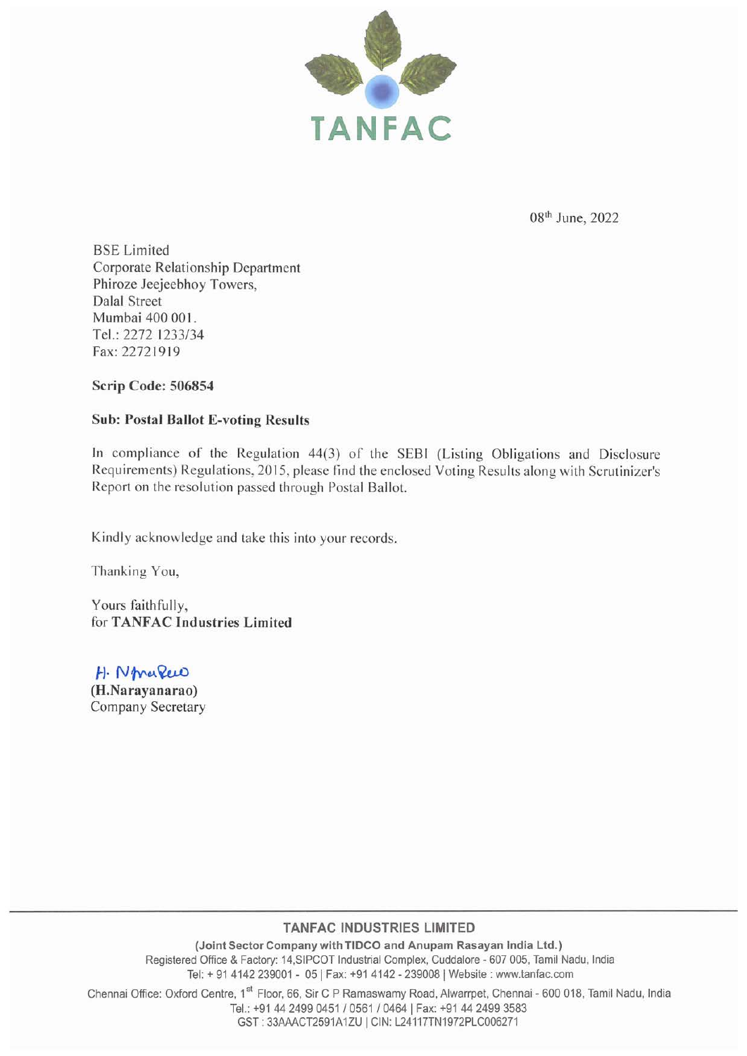TANFAC

08th June, 2022

BSE Limited
Corporate Relationship Department
Phiroze Jeejeebhoy Towers,
Dalal Street
Mumbai 400 001.
Tel.: 2272 1233/34
Fax: 22721919

**Scrip Code: 506854**

**Sub: Postal Ballot E-voting Results**

In compliance of the Regulation 44(3) of the SEBI (Listing Obligations and Disclosure Requirements) Regulations, 2015, please find the enclosed Voting Results along with Scrutinizer's Report on the resolution passed through Postal Ballot.

Kindly acknowledge and take this into your records.

Thanking You,

Yours faithfully,
for **TANFAC Industries Limited**

H. Narayanarao

**(H.Narayanarao)**
Company Secretary

**TANFAC INDUSTRIES LIMITED**

**(Joint Sector Company with TIDCO and Anupam Rasayan India Ltd.)**
Registered Office & Factory: 14,SIPCOT Industrial Complex, Cuddalore - 607 005, Tamil Nadu, India
Tel: + 91 4142 239001 - 05 | Fax: +91 4142 - 239008 | Website : www.tanfac.com

Chennai Office: Oxford Centre, 1st Floor, 66, Sir C P Ramaswamy Road, Alwarpet, Chennai - 600 018, Tamil Nadu, India
Tel.: +91 44 2499 0451 / 0561 / 0464 | Fax: +91 44 2499 3583
GST : 33AAACT2591A1ZU | CIN: L24117TN1972PLC006271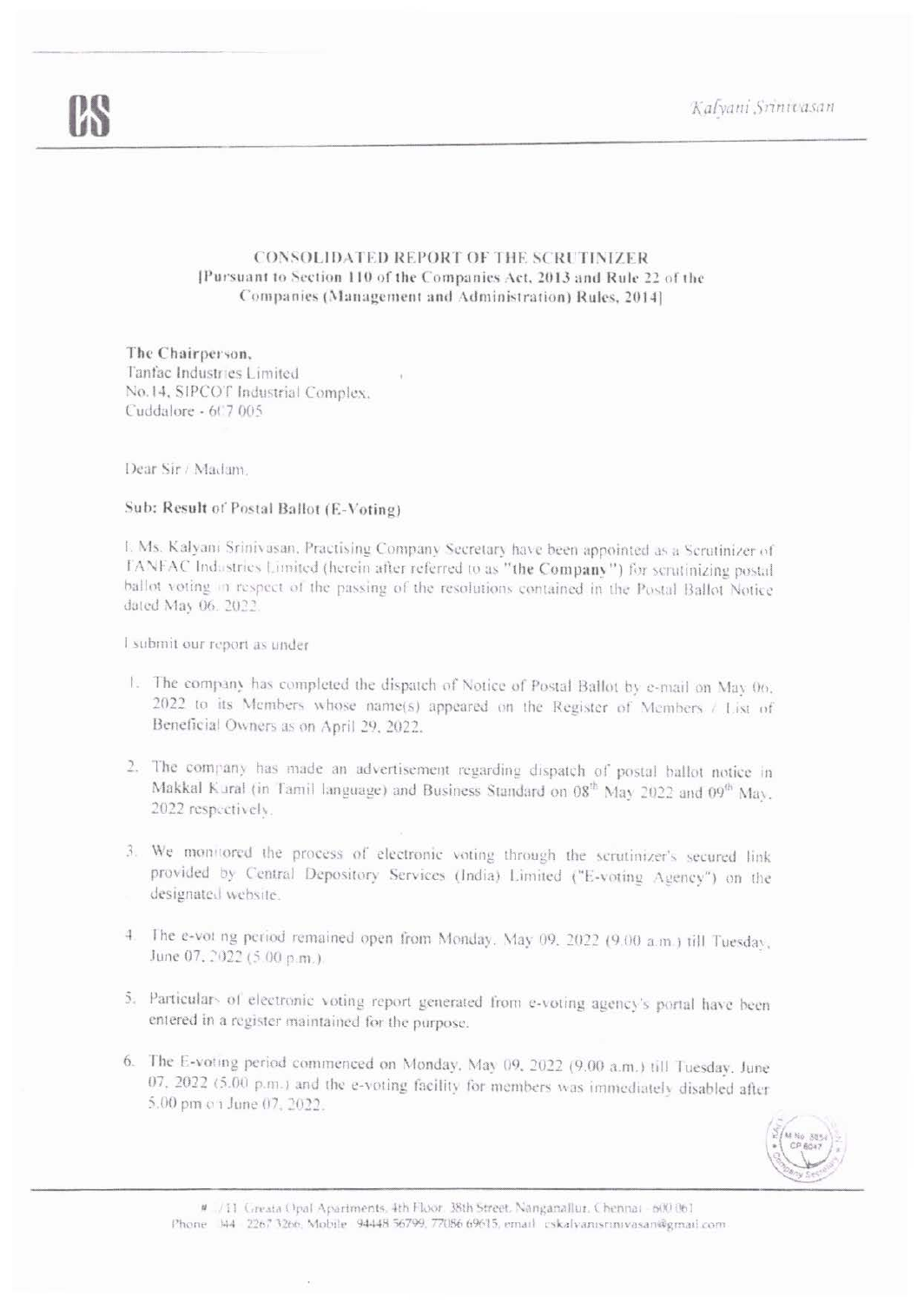## CONSOLIDATED REPORT OF THE SCRUTINIZER
**[Pursuant to Section 110 of the Companies Act, 2013 and Rule 22 of the Companies (Management and Administration) Rules, 2014]**

**The Chairperson,**
Tanfac Industries Limited
No.14, SIPCOT Industrial Complex,
Cuddalore - 607 005

Dear Sir / Madam,

**Sub: Result of Postal Ballot (E-Voting)**

I, Ms. Kalyani Srinivasan, Practising Company Secretary have been appointed as a Scrutinizer of TANFAC Industries Limited (herein after referred to as **"the Company"**) for scrutinizing postal ballot voting in respect of the passing of the resolutions contained in the Postal Ballot Notice dated May 06, 2022.

I submit our report as under

1. The company has completed the dispatch of Notice of Postal Ballot by e-mail on May 06, 2022 to its Members whose name(s) appeared on the Register of Members / List of Beneficial Owners as on April 29, 2022.

2. The company has made an advertisement regarding dispatch of postal ballot notice in Makkal Kural (in Tamil language) and Business Standard on 08th May 2022 and 09th May, 2022 respectively.

3. We monitored the process of electronic voting through the scrutinizer's secured link provided by Central Depository Services (India) Limited ("E-voting Agency") on the designated website.

4. The e-voting period remained open from Monday, May 09, 2022 (9.00 a.m.) till Tuesday, June 07, 2022 (5.00 p.m.)

5. Particulars of electronic voting report generated from e-voting agency's portal have been entered in a register maintained for the purpose.

6. The E-voting period commenced on Monday, May 09, 2022 (9.00 a.m.) till Tuesday, June 07, 2022 (5.00 p.m.) and the e-voting facility for members was immediately disabled after 5.00 pm on June 07, 2022.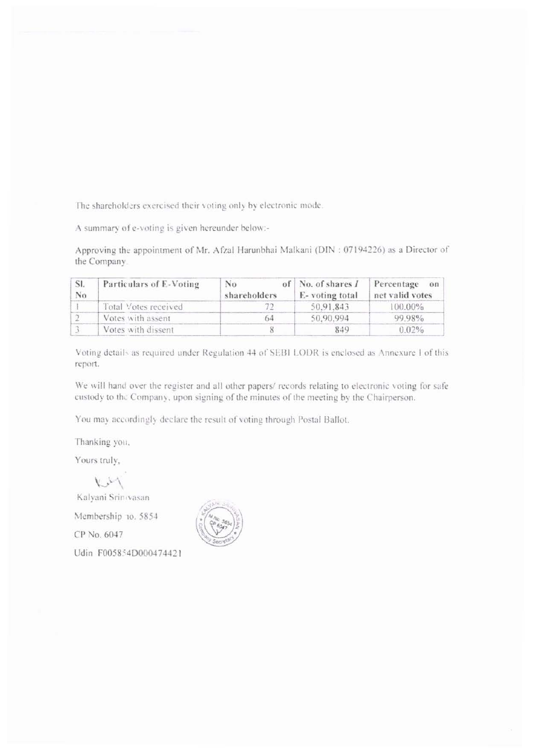The shareholders exercised their voting only by electronic mode.

A summary of e-voting is given hereunder below:-

Approving the appointment of Mr. Afzal Harunbhai Malkani (DIN : 07194226) as a Director of the Company.

| Sl. No | Particulars of E-Voting | No of shareholders | No. of shares / E- voting total | Percentage on net valid votes |
|---|---|---|---|---|
| 1 | Total Votes received | 72 | 50,91,843 | 100.00% |
| 2 | Votes with assent | 64 | 50,90,994 | 99.98% |
| 3 | Votes with dissent | 8 | 849 | 0.02% |

Voting details as required under Regulation 44 of SEBI LODR is enclosed as Annexure 1 of this report.

We will hand over the register and all other papers/ records relating to electronic voting for safe custody to the Company, upon signing of the minutes of the meeting by the Chairperson.

You may accordingly declare the result of voting through Postal Ballot.

Thanking you,

Yours truly,

Kalyani Srinivasan

Membership no. 5854

CP No. 6047

Udin F005854D000474421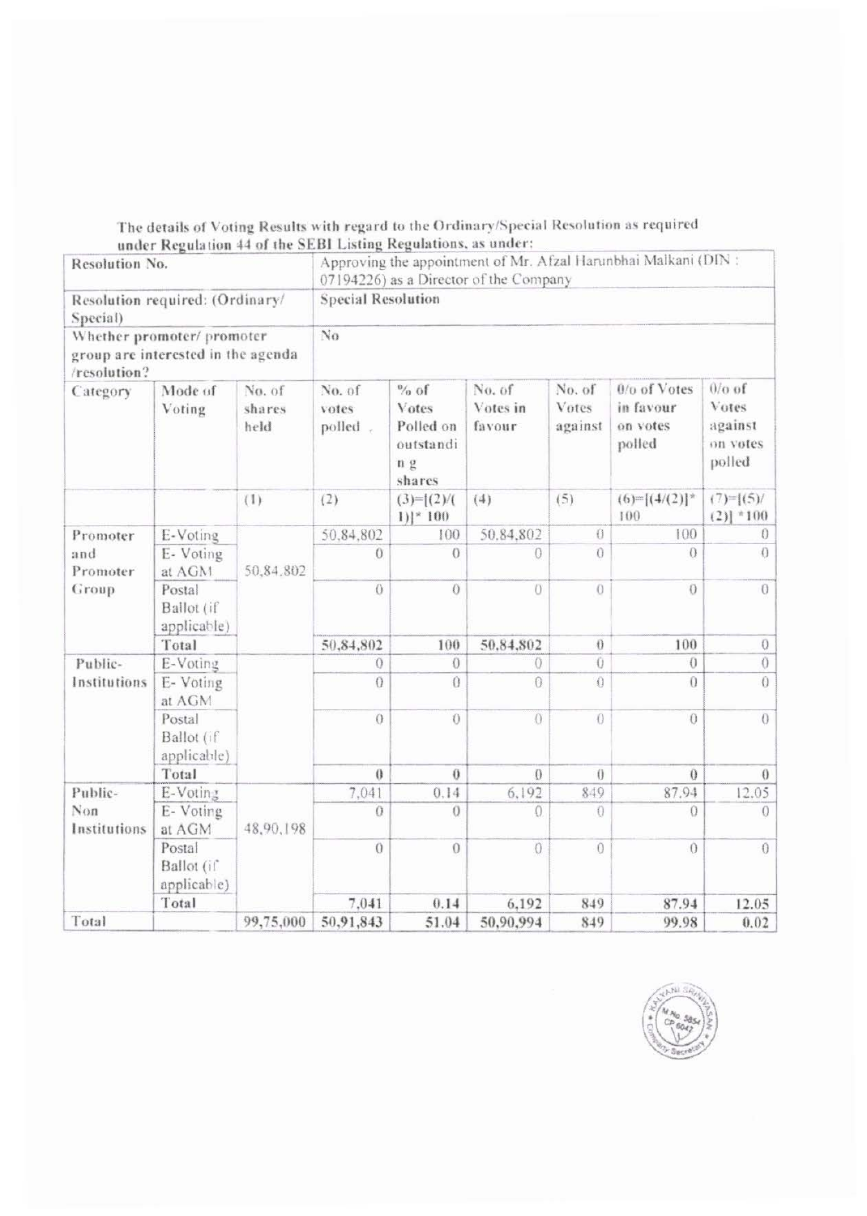The details of Voting Results with regard to the Ordinary/Special Resolution as required under Regulation 44 of the SEBI Listing Regulations, as under:

| Resolution No. | | | Approving the appointment of Mr. Afzal Harunbhai Malkani (DIN : 07194226) as a Director of the Company | | | | | |
|---|---|---|---|---|---|---|---|---|
| Resolution required: (Ordinary/ Special) | | | Special Resolution | | | | | |
| Whether promoter/ promoter group are interested in the agenda /resolution? | | | No | | | | | |
| Category | Mode of Voting | No. of shares held | No. of votes polled | % of Votes Polled on outstanding shares | No. of Votes in favour | No. of Votes against | 0/o of Votes in favour on votes polled | 0/o of Votes against on votes polled |
| | | (1) | (2) | (3)=[(2)/(1)]* 100 | (4) | (5) | (6)=[(4/(2)]* 100 | (7)=[(5)/(2)] *100 |
| Promoter and Promoter Group | E-Voting | 50,84,802 | 50,84,802 | 100 | 50,84,802 | 0 | 100 | 0 |
| | E- Voting at AGM | | 0 | 0 | 0 | 0 | 0 | 0 |
| | Postal Ballot (if applicable) | | 0 | 0 | 0 | 0 | 0 | 0 |
| | **Total** | | **50,84,802** | **100** | **50,84,802** | **0** | **100** | 0 |
| Public-Institutions | E-Voting | | 0 | 0 | 0 | 0 | 0 | 0 |
| | E- Voting at AGM | | 0 | 0 | 0 | 0 | 0 | 0 |
| | Postal Ballot (if applicable) | | 0 | 0 | 0 | 0 | 0 | 0 |
| | **Total** | | **0** | **0** | **0** | **0** | **0** | **0** |
| Public-Non Institutions | E-Voting | 48,90,198 | 7,041 | 0.14 | 6,192 | 849 | 87.94 | 12.05 |
| | E- Voting at AGM | | 0 | 0 | 0 | 0 | 0 | 0 |
| | Postal Ballot (if applicable) | | 0 | 0 | 0 | 0 | 0 | 0 |
| | Total | | 7,041 | 0.14 | 6,192 | 849 | 87.94 | 12.05 |
| Total | | 99,75,000 | **50,91,843** | **51.04** | **50,90,994** | **849** | **99.98** | **0.02** |